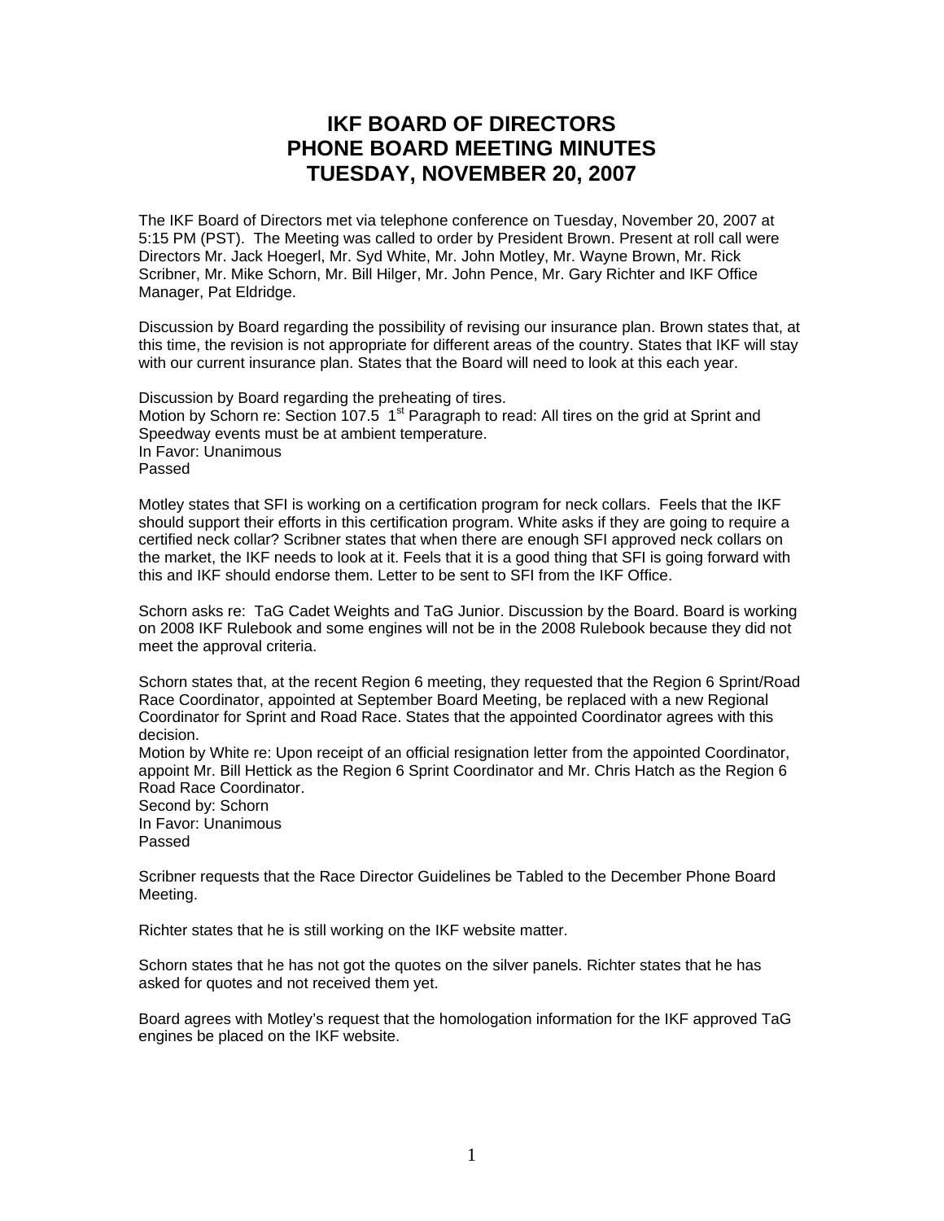# IKF BOARD OF DIRECTORS
# PHONE BOARD MEETING MINUTES
# TUESDAY, NOVEMBER 20, 2007

The IKF Board of Directors met via telephone conference on Tuesday, November 20, 2007 at 5:15 PM (PST). The Meeting was called to order by President Brown. Present at roll call were Directors Mr. Jack Hoegerl, Mr. Syd White, Mr. John Motley, Mr. Wayne Brown, Mr. Rick Scribner, Mr. Mike Schorn, Mr. Bill Hilger, Mr. John Pence, Mr. Gary Richter and IKF Office Manager, Pat Eldridge.

Discussion by Board regarding the possibility of revising our insurance plan. Brown states that, at this time, the revision is not appropriate for different areas of the country. States that IKF will stay with our current insurance plan. States that the Board will need to look at this each year.

Discussion by Board regarding the preheating of tires.
Motion by Schorn re: Section 107.5 1st Paragraph to read: All tires on the grid at Sprint and Speedway events must be at ambient temperature.
In Favor: Unanimous
Passed

Motley states that SFI is working on a certification program for neck collars. Feels that the IKF should support their efforts in this certification program. White asks if they are going to require a certified neck collar? Scribner states that when there are enough SFI approved neck collars on the market, the IKF needs to look at it. Feels that it is a good thing that SFI is going forward with this and IKF should endorse them. Letter to be sent to SFI from the IKF Office.

Schorn asks re: TaG Cadet Weights and TaG Junior. Discussion by the Board. Board is working on 2008 IKF Rulebook and some engines will not be in the 2008 Rulebook because they did not meet the approval criteria.

Schorn states that, at the recent Region 6 meeting, they requested that the Region 6 Sprint/Road Race Coordinator, appointed at September Board Meeting, be replaced with a new Regional Coordinator for Sprint and Road Race. States that the appointed Coordinator agrees with this decision.
Motion by White re: Upon receipt of an official resignation letter from the appointed Coordinator, appoint Mr. Bill Hettick as the Region 6 Sprint Coordinator and Mr. Chris Hatch as the Region 6 Road Race Coordinator.
Second by: Schorn
In Favor: Unanimous
Passed

Scribner requests that the Race Director Guidelines be Tabled to the December Phone Board Meeting.

Richter states that he is still working on the IKF website matter.

Schorn states that he has not got the quotes on the silver panels. Richter states that he has asked for quotes and not received them yet.

Board agrees with Motley's request that the homologation information for the IKF approved TaG engines be placed on the IKF website.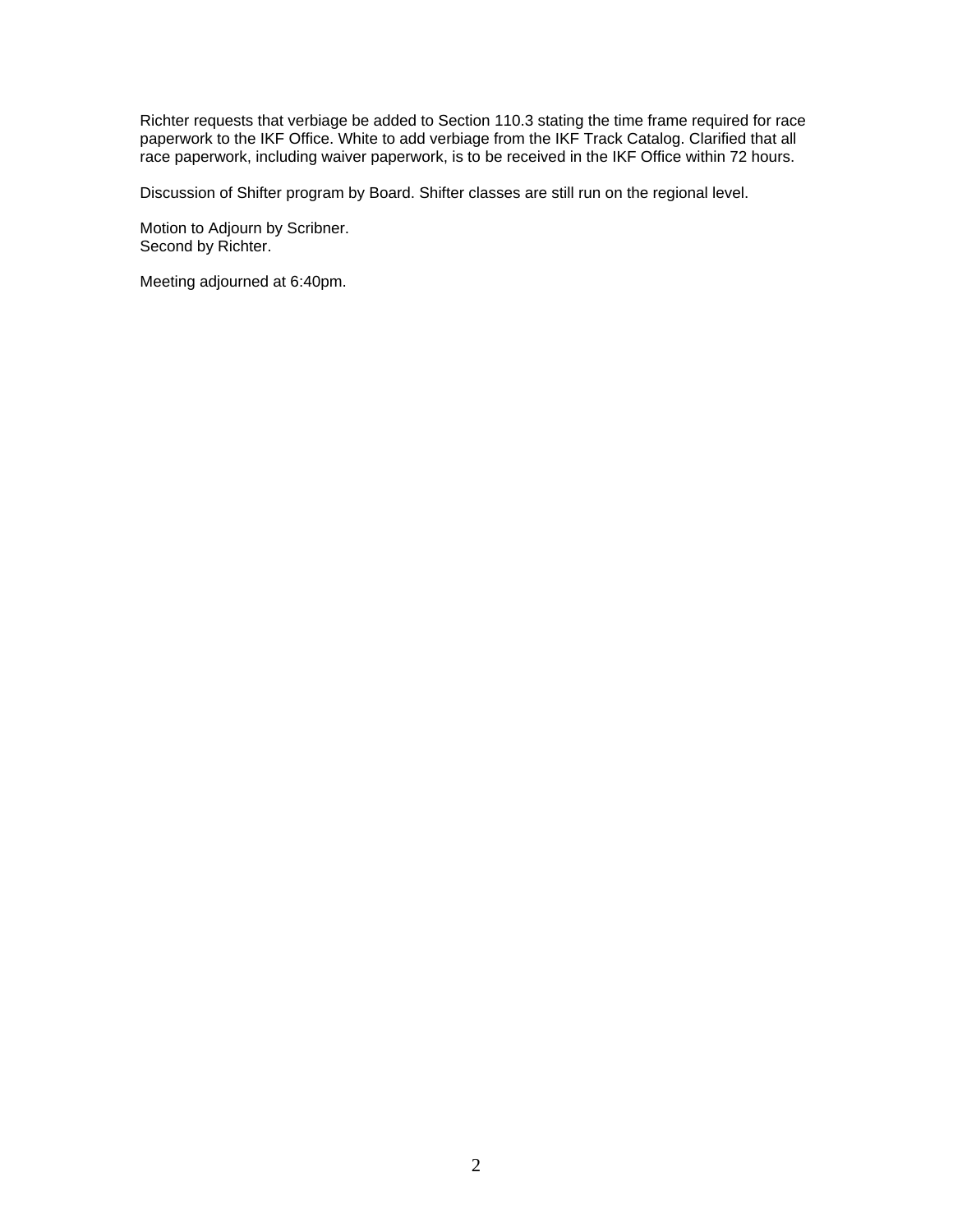Richter requests that verbiage be added to Section 110.3 stating the time frame required for race paperwork to the IKF Office. White to add verbiage from the IKF Track Catalog. Clarified that all race paperwork, including waiver paperwork, is to be received in the IKF Office within 72 hours.

Discussion of Shifter program by Board. Shifter classes are still run on the regional level.

Motion to Adjourn by Scribner.
Second by Richter.

Meeting adjourned at 6:40pm.